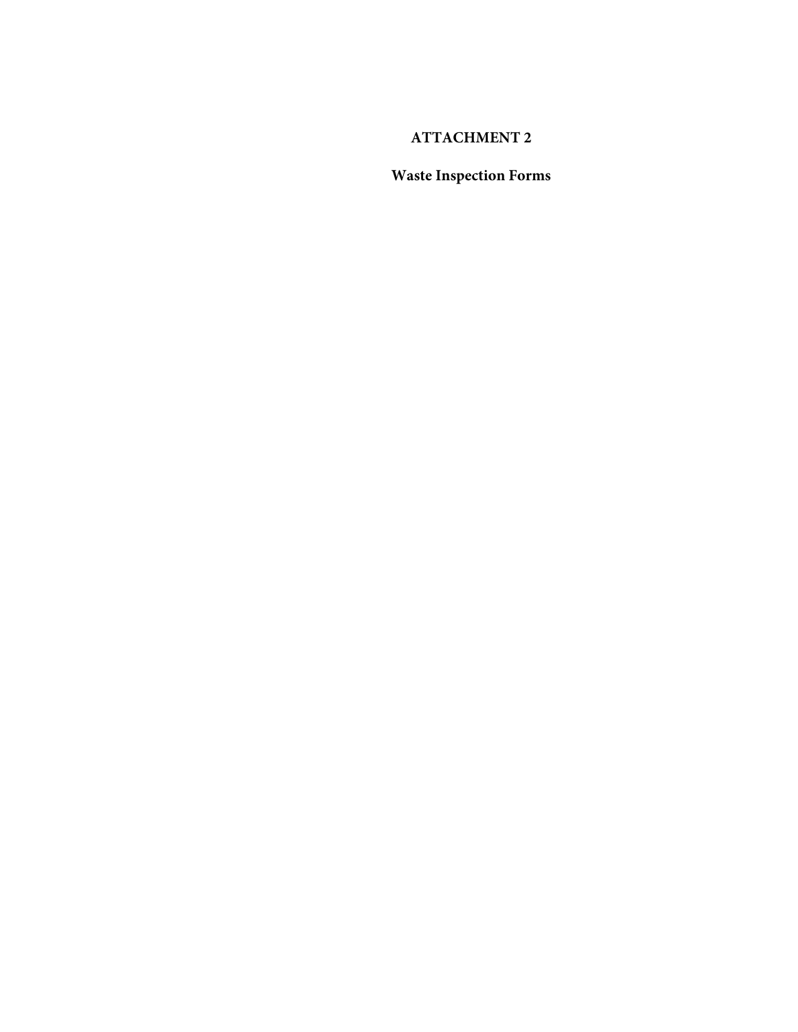# ATTACHMENT 2

## Waste Inspection Forms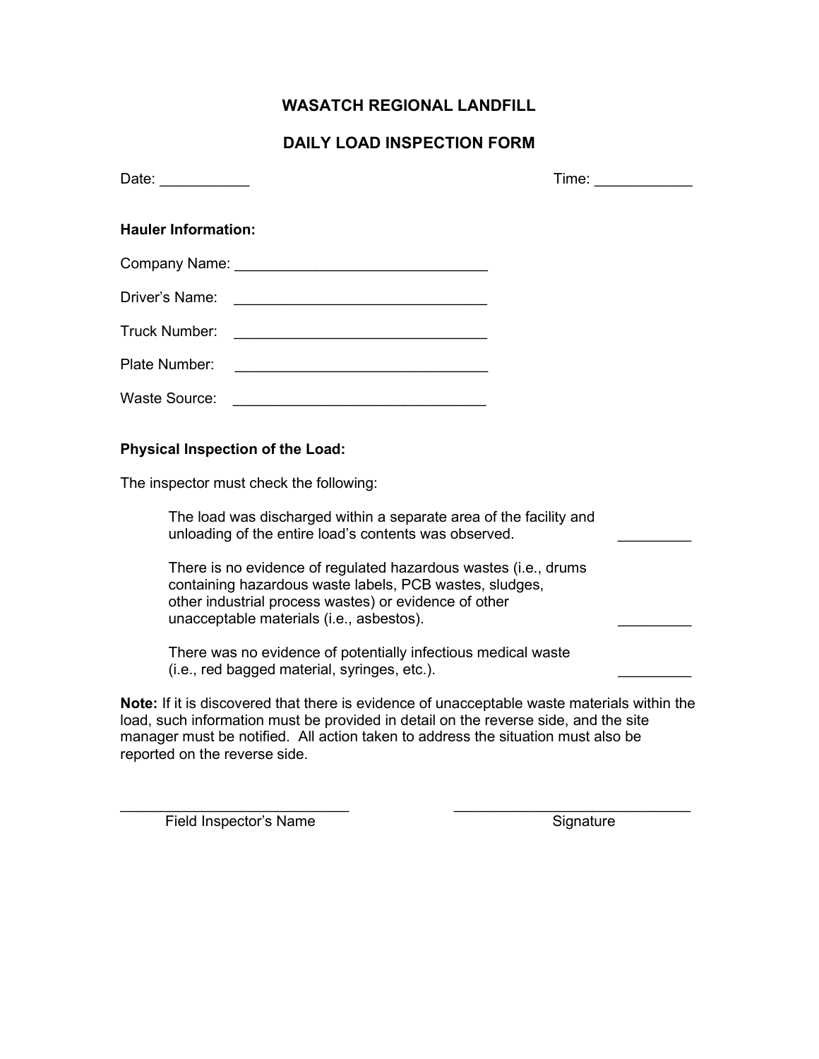# WASATCH REGIONAL LANDFILL

## DAILY LOAD INSPECTION FORM

Date: ___________ Time: ____________

**Hauler Information:**

Company Name: _______________________________

Driver's Name: _______________________________

Truck Number: _______________________________

Plate Number: _______________________________

Waste Source: _______________________________

**Physical Inspection of the Load:**

The inspector must check the following:

The load was discharged within a separate area of the facility and unloading of the entire load's contents was observed. _________

There is no evidence of regulated hazardous wastes (i.e., drums containing hazardous waste labels, PCB wastes, sludges, other industrial process wastes) or evidence of other unacceptable materials (i.e., asbestos). _________

There was no evidence of potentially infectious medical waste (i.e., red bagged material, syringes, etc.). _________

**Note:** If it is discovered that there is evidence of unacceptable waste materials within the load, such information must be provided in detail on the reverse side, and the site manager must be notified. All action taken to address the situation must also be reported on the reverse side.

____________________________ ______________________________

Field Inspector's Name Signature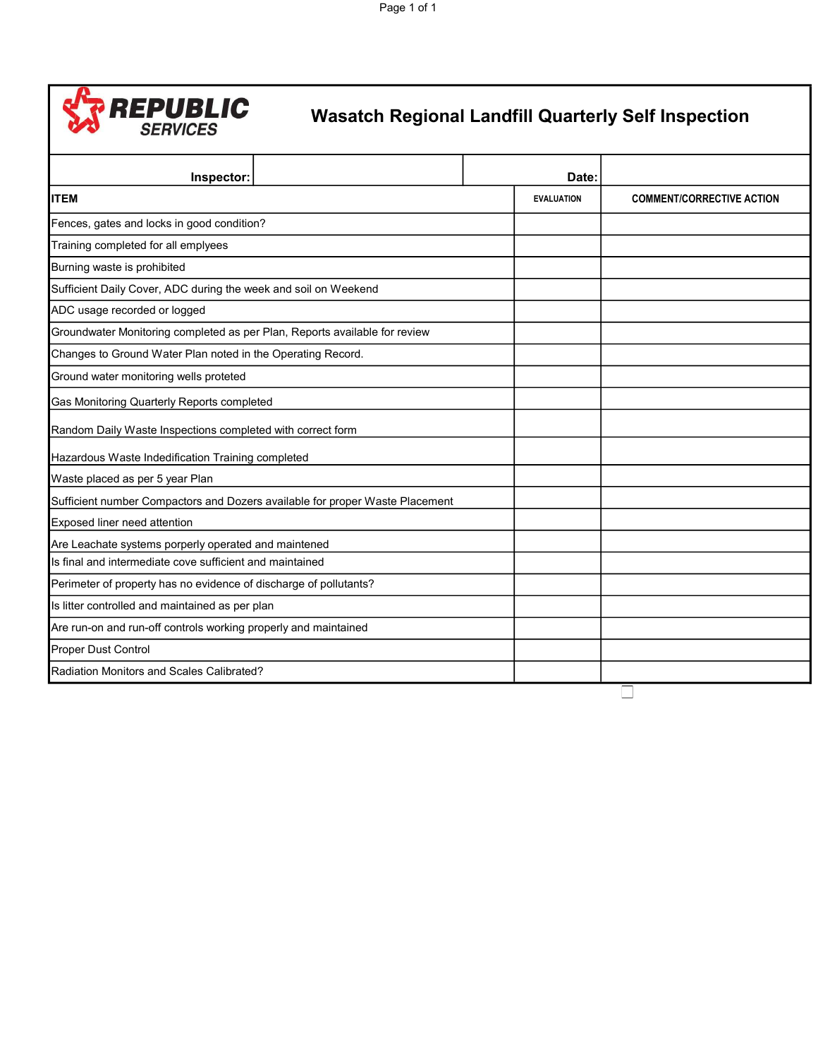**REPUBLIC SERVICES**

# Wasatch Regional Landfill Quarterly Self Inspection

| Inspector: | | Date: | |
|---|---|---|---|

| ITEM | EVALUATION | COMMENT/CORRECTIVE ACTION |
|---|---|---|
| Fences, gates and locks in good condition? | | |
| Training completed for all emplyees | | |
| Burning waste is prohibited | | |
| Sufficient Daily Cover, ADC during the week and soil on Weekend | | |
| ADC usage recorded or logged | | |
| Groundwater Monitoring completed as per Plan, Reports available for review | | |
| Changes to Ground Water Plan noted in the Operating Record. | | |
| Ground water monitoring wells proteted | | |
| Gas Monitoring Quarterly Reports completed | | |
| Random Daily Waste Inspections completed with correct form | | |
| Hazardous Waste Indedification Training completed | | |
| Waste placed as per 5 year Plan | | |
| Sufficient number Compactors and Dozers available for proper Waste Placement | | |
| Exposed liner need attention | | |
| Are Leachate systems porperly operated and maintened | | |
| Is final and intermediate cove sufficient and maintained | | |
| Perimeter of property has no evidence of discharge of pollutants? | | |
| Is litter controlled and maintained as per plan | | |
| Are run-on and run-off controls working properly and maintained | | |
| Proper Dust Control | | |
| Radiation Monitors and Scales Calibrated? | | |